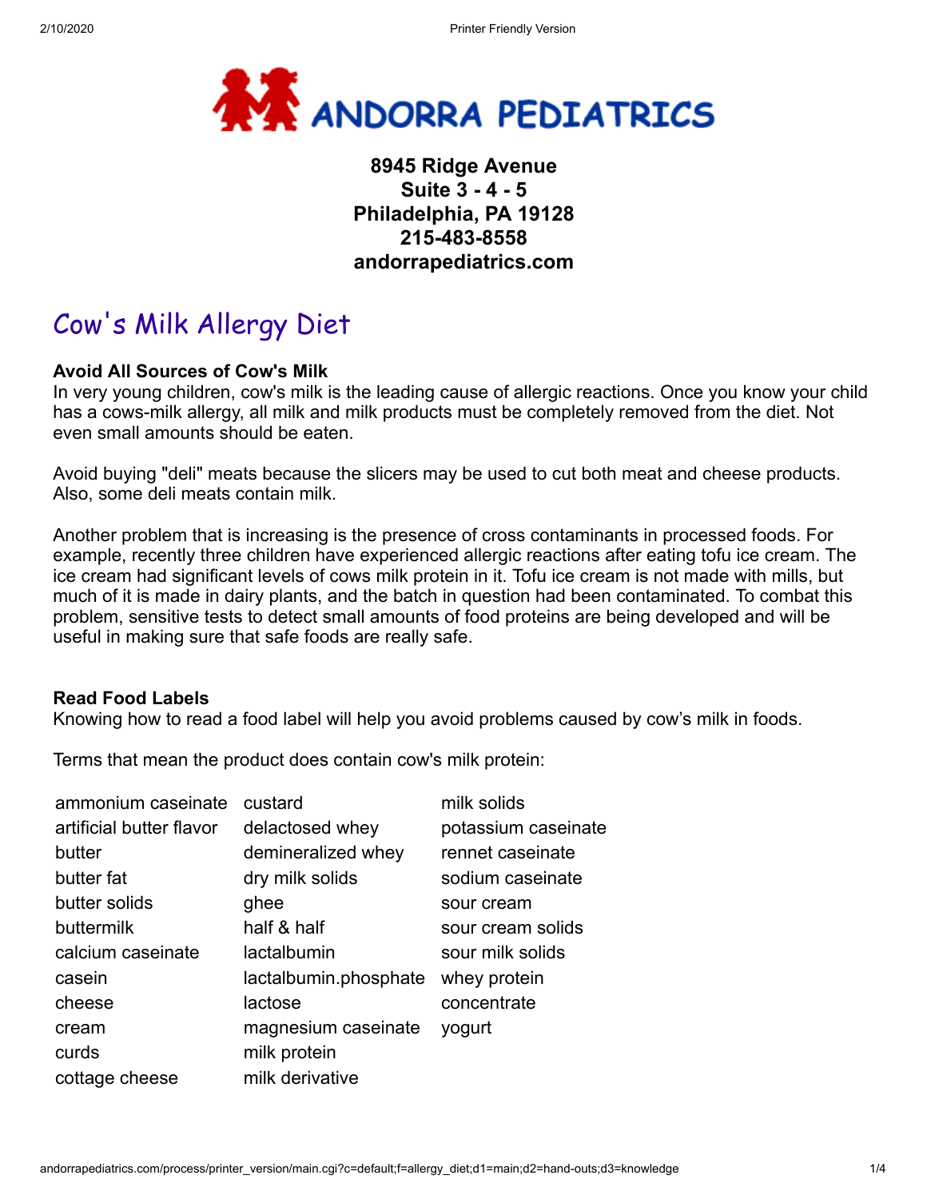# ANDORRA PEDIATRICS

**8945 Ridge Avenue**
**Suite 3 - 4 - 5**
**Philadelphia, PA 19128**
**215-483-8558**
**andorrapediatrics.com**

## Cow's Milk Allergy Diet

**Avoid All Sources of Cow's Milk**
In very young children, cow's milk is the leading cause of allergic reactions. Once you know your child has a cows-milk allergy, all milk and milk products must be completely removed from the diet. Not even small amounts should be eaten.

Avoid buying "deli" meats because the slicers may be used to cut both meat and cheese products. Also, some deli meats contain milk.

Another problem that is increasing is the presence of cross contaminants in processed foods. For example, recently three children have experienced allergic reactions after eating tofu ice cream. The ice cream had significant levels of cows milk protein in it. Tofu ice cream is not made with mills, but much of it is made in dairy plants, and the batch in question had been contaminated. To combat this problem, sensitive tests to detect small amounts of food proteins are being developed and will be useful in making sure that safe foods are really safe.

**Read Food Labels**
Knowing how to read a food label will help you avoid problems caused by cow's milk in foods.

Terms that mean the product does contain cow's milk protein:

- ammonium caseinate
- artificial butter flavor
- butter
- butter fat
- butter solids
- buttermilk
- calcium caseinate
- casein
- cheese
- cream
- curds
- cottage cheese
- custard
- delactosed whey
- demineralized whey
- dry milk solids
- ghee
- half & half
- lactalbumin
- lactalbumin.phosphate
- lactose
- magnesium caseinate
- milk protein
- milk derivative
- milk solids
- potassium caseinate
- rennet caseinate
- sodium caseinate
- sour cream
- sour cream solids
- sour milk solids
- whey protein concentrate
- yogurt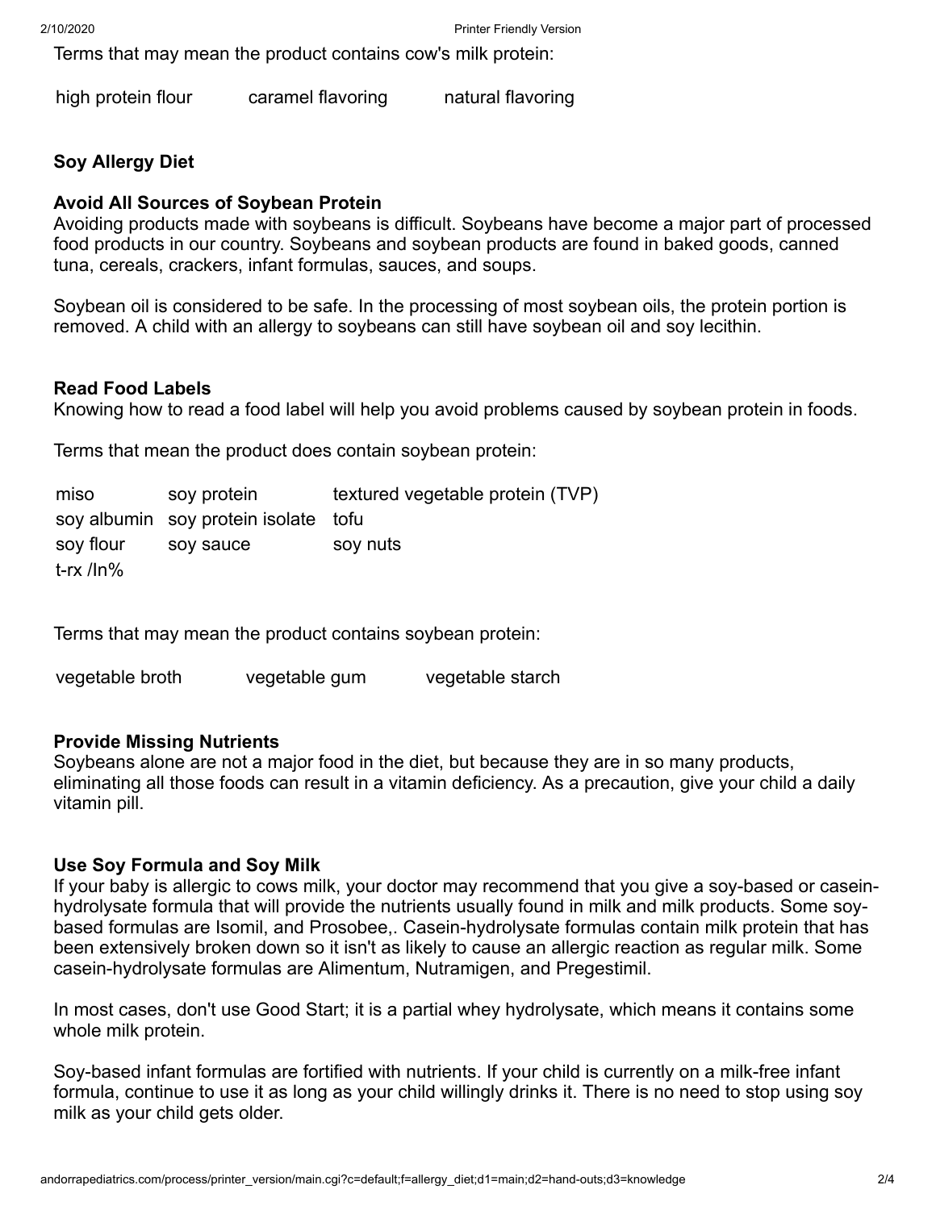Terms that may mean the product contains cow's milk protein:

| | | |
|---|---|---|
| high protein flour | caramel flavoring | natural flavoring |

## Soy Allergy Diet

### Avoid All Sources of Soybean Protein

Avoiding products made with soybeans is difficult. Soybeans have become a major part of processed food products in our country. Soybeans and soybean products are found in baked goods, canned tuna, cereals, crackers, infant formulas, sauces, and soups.

Soybean oil is considered to be safe. In the processing of most soybean oils, the protein portion is removed. A child with an allergy to soybeans can still have soybean oil and soy lecithin.

### Read Food Labels

Knowing how to read a food label will help you avoid problems caused by soybean protein in foods.

Terms that mean the product does contain soybean protein:

| | | |
|---|---|---|
| miso | soy protein | textured vegetable protein (TVP) |
| soy albumin | soy protein isolate | tofu |
| soy flour | soy sauce | soy nuts |
| t-rx /In% | | |

Terms that may mean the product contains soybean protein:

| | | |
|---|---|---|
| vegetable broth | vegetable gum | vegetable starch |

### Provide Missing Nutrients

Soybeans alone are not a major food in the diet, but because they are in so many products, eliminating all those foods can result in a vitamin deficiency. As a precaution, give your child a daily vitamin pill.

### Use Soy Formula and Soy Milk

If your baby is allergic to cows milk, your doctor may recommend that you give a soy-based or casein-hydrolysate formula that will provide the nutrients usually found in milk and milk products. Some soy-based formulas are Isomil, and Prosobee,. Casein-hydrolysate formulas contain milk protein that has been extensively broken down so it isn't as likely to cause an allergic reaction as regular milk. Some casein-hydrolysate formulas are Alimentum, Nutramigen, and Pregestimil.

In most cases, don't use Good Start; it is a partial whey hydrolysate, which means it contains some whole milk protein.

Soy-based infant formulas are fortified with nutrients. If your child is currently on a milk-free infant formula, continue to use it as long as your child willingly drinks it. There is no need to stop using soy milk as your child gets older.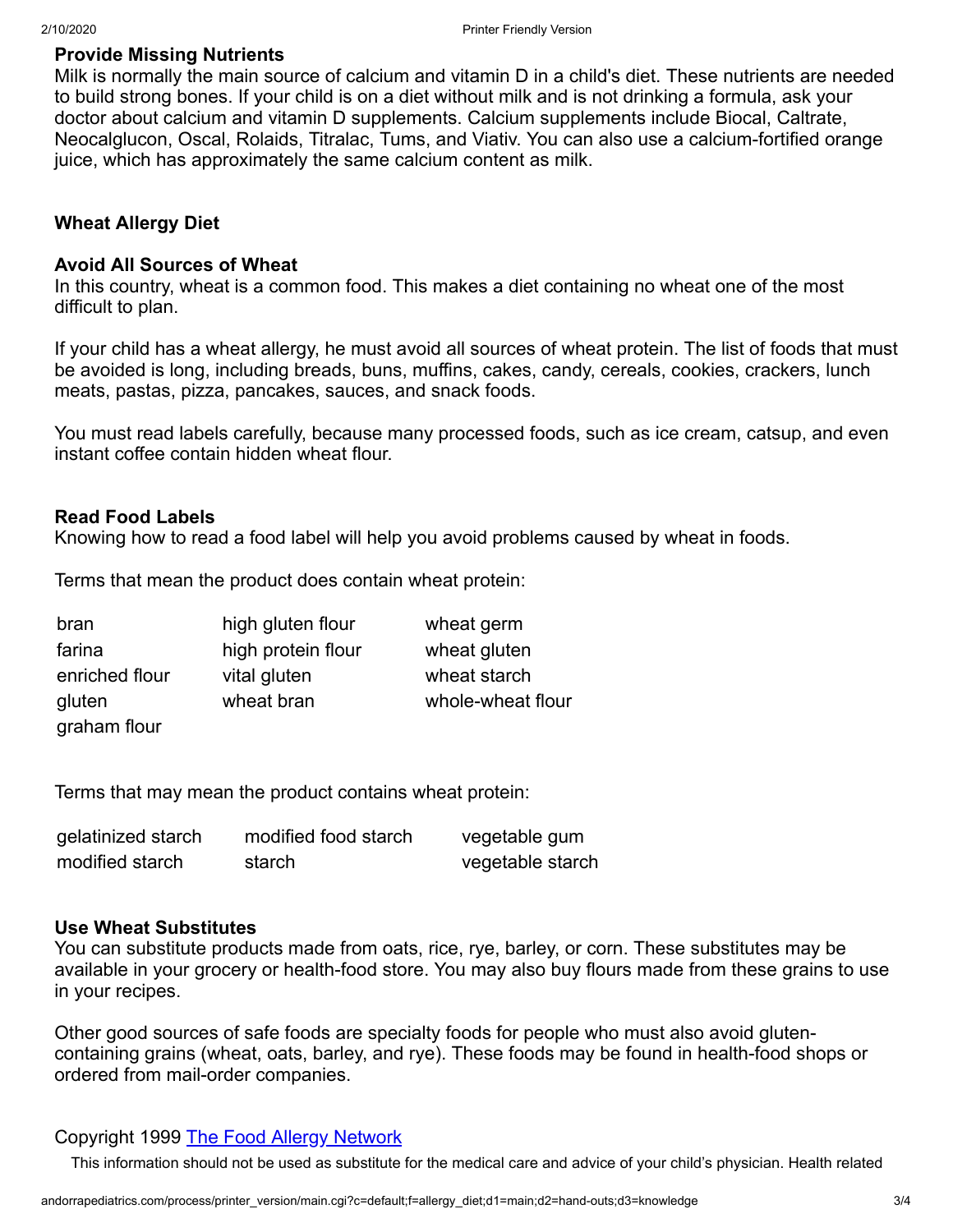### Provide Missing Nutrients

Milk is normally the main source of calcium and vitamin D in a child's diet. These nutrients are needed to build strong bones. If your child is on a diet without milk and is not drinking a formula, ask your doctor about calcium and vitamin D supplements. Calcium supplements include Biocal, Caltrate, Neocalglucon, Oscal, Rolaids, Titralac, Tums, and Viativ. You can also use a calcium-fortified orange juice, which has approximately the same calcium content as milk.

## Wheat Allergy Diet

### Avoid All Sources of Wheat

In this country, wheat is a common food. This makes a diet containing no wheat one of the most difficult to plan.

If your child has a wheat allergy, he must avoid all sources of wheat protein. The list of foods that must be avoided is long, including breads, buns, muffins, cakes, candy, cereals, cookies, crackers, lunch meats, pastas, pizza, pancakes, sauces, and snack foods.

You must read labels carefully, because many processed foods, such as ice cream, catsup, and even instant coffee contain hidden wheat flour.

### Read Food Labels

Knowing how to read a food label will help you avoid problems caused by wheat in foods.

Terms that mean the product does contain wheat protein:

| | | |
|---|---|---|
| bran | high gluten flour | wheat germ |
| farina | high protein flour | wheat gluten |
| enriched flour | vital gluten | wheat starch |
| gluten | wheat bran | whole-wheat flour |
| graham flour | | |

Terms that may mean the product contains wheat protein:

| | | |
|---|---|---|
| gelatinized starch | modified food starch | vegetable gum |
| modified starch | starch | vegetable starch |

### Use Wheat Substitutes

You can substitute products made from oats, rice, rye, barley, or corn. These substitutes may be available in your grocery or health-food store. You may also buy flours made from these grains to use in your recipes.

Other good sources of safe foods are specialty foods for people who must also avoid gluten-containing grains (wheat, oats, barley, and rye). These foods may be found in health-food shops or ordered from mail-order companies.

Copyright 1999 The Food Allergy Network

This information should not be used as substitute for the medical care and advice of your child's physician. Health related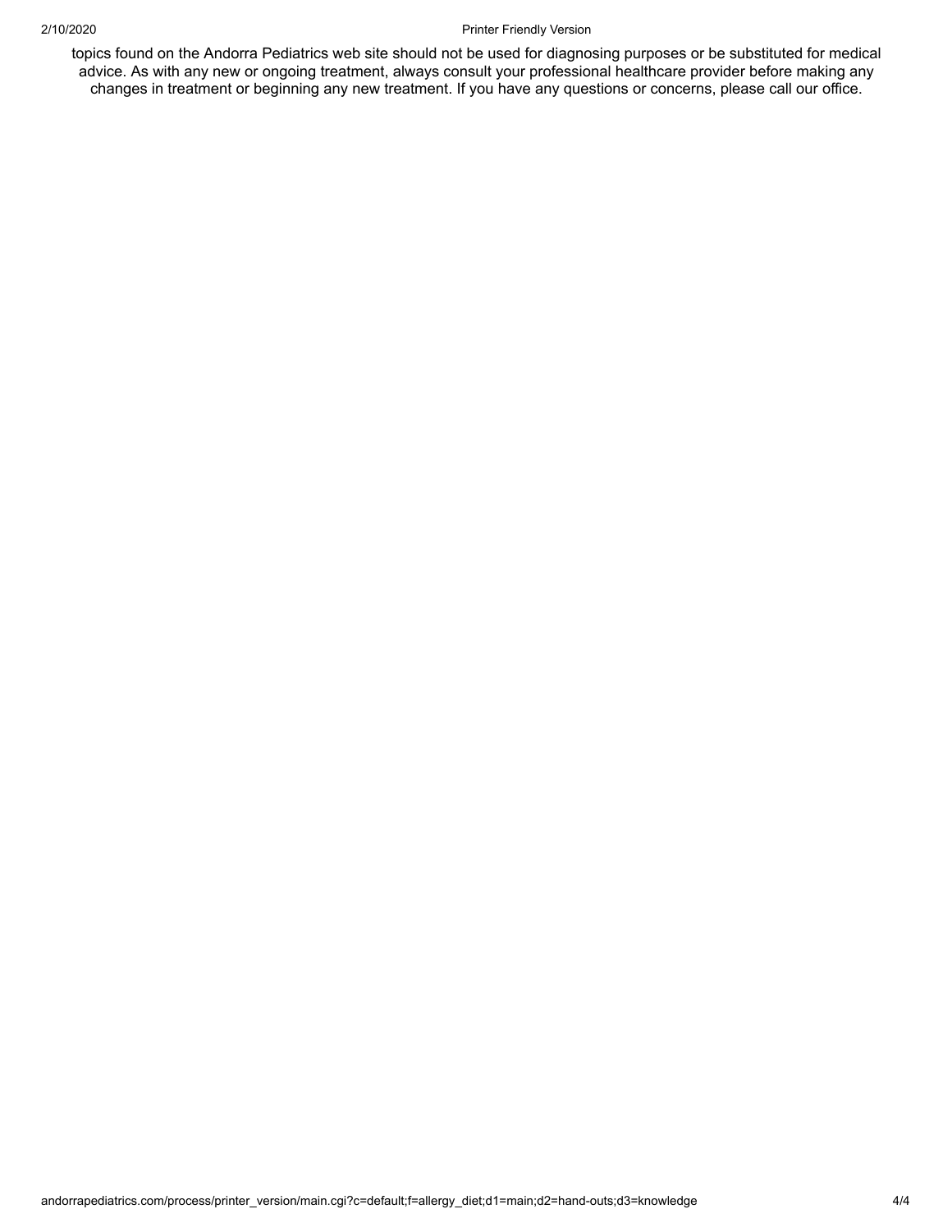topics found on the Andorra Pediatrics web site should not be used for diagnosing purposes or be substituted for medical advice. As with any new or ongoing treatment, always consult your professional healthcare provider before making any changes in treatment or beginning any new treatment. If you have any questions or concerns, please call our office.